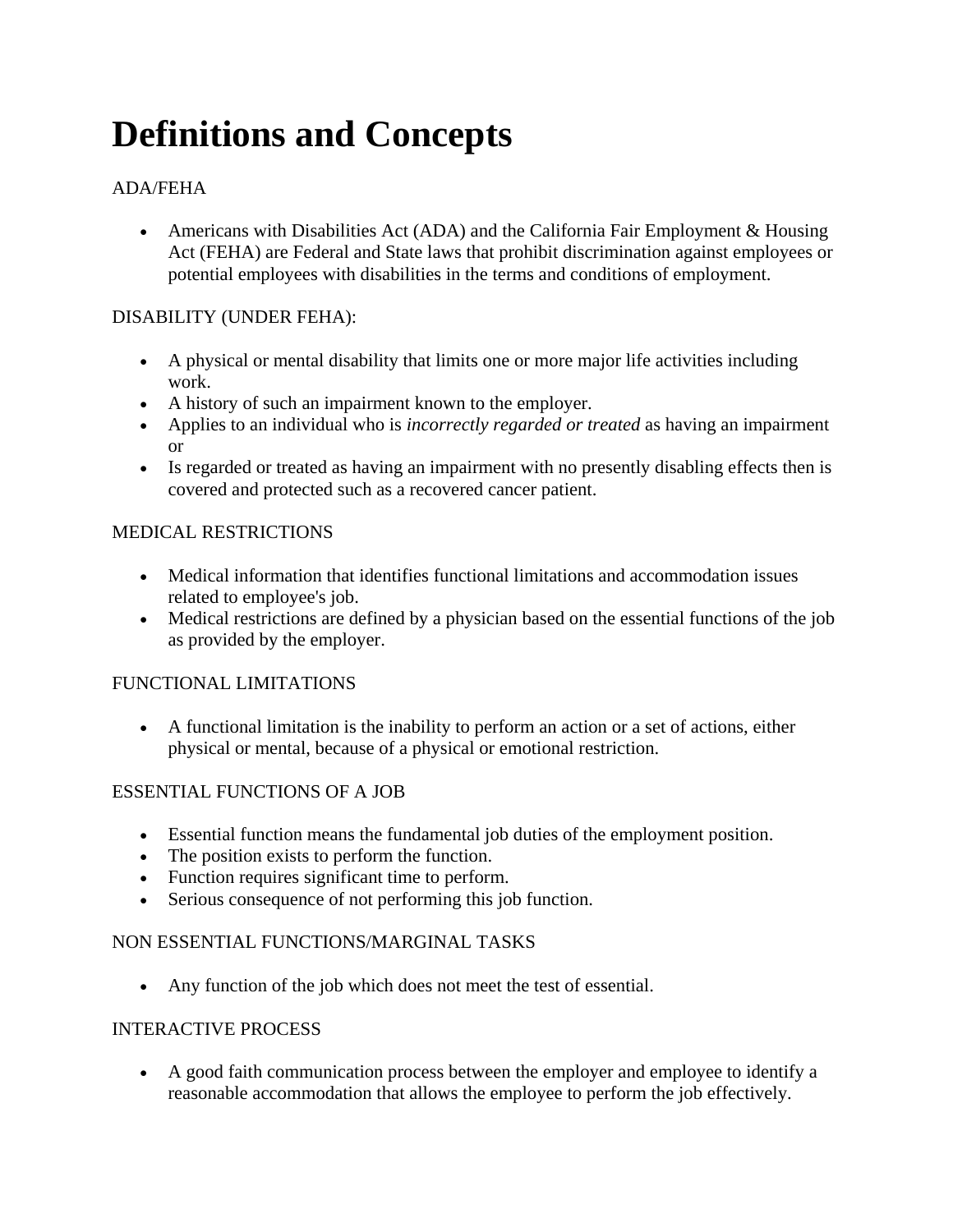# Definitions and Concepts

ADA/FEHA

- Americans with Disabilities Act (ADA) and the California Fair Employment & Housing Act (FEHA) are Federal and State laws that prohibit discrimination against employees or potential employees with disabilities in the terms and conditions of employment.

DISABILITY (UNDER FEHA):

- A physical or mental disability that limits one or more major life activities including work.
- A history of such an impairment known to the employer.
- Applies to an individual who is *incorrectly regarded or treated* as having an impairment or
- Is regarded or treated as having an impairment with no presently disabling effects then is covered and protected such as a recovered cancer patient.

MEDICAL RESTRICTIONS

- Medical information that identifies functional limitations and accommodation issues related to employee's job.
- Medical restrictions are defined by a physician based on the essential functions of the job as provided by the employer.

FUNCTIONAL LIMITATIONS

- A functional limitation is the inability to perform an action or a set of actions, either physical or mental, because of a physical or emotional restriction.

ESSENTIAL FUNCTIONS OF A JOB

- Essential function means the fundamental job duties of the employment position.
- The position exists to perform the function.
- Function requires significant time to perform.
- Serious consequence of not performing this job function.

NON ESSENTIAL FUNCTIONS/MARGINAL TASKS

- Any function of the job which does not meet the test of essential.

INTERACTIVE PROCESS

- A good faith communication process between the employer and employee to identify a reasonable accommodation that allows the employee to perform the job effectively.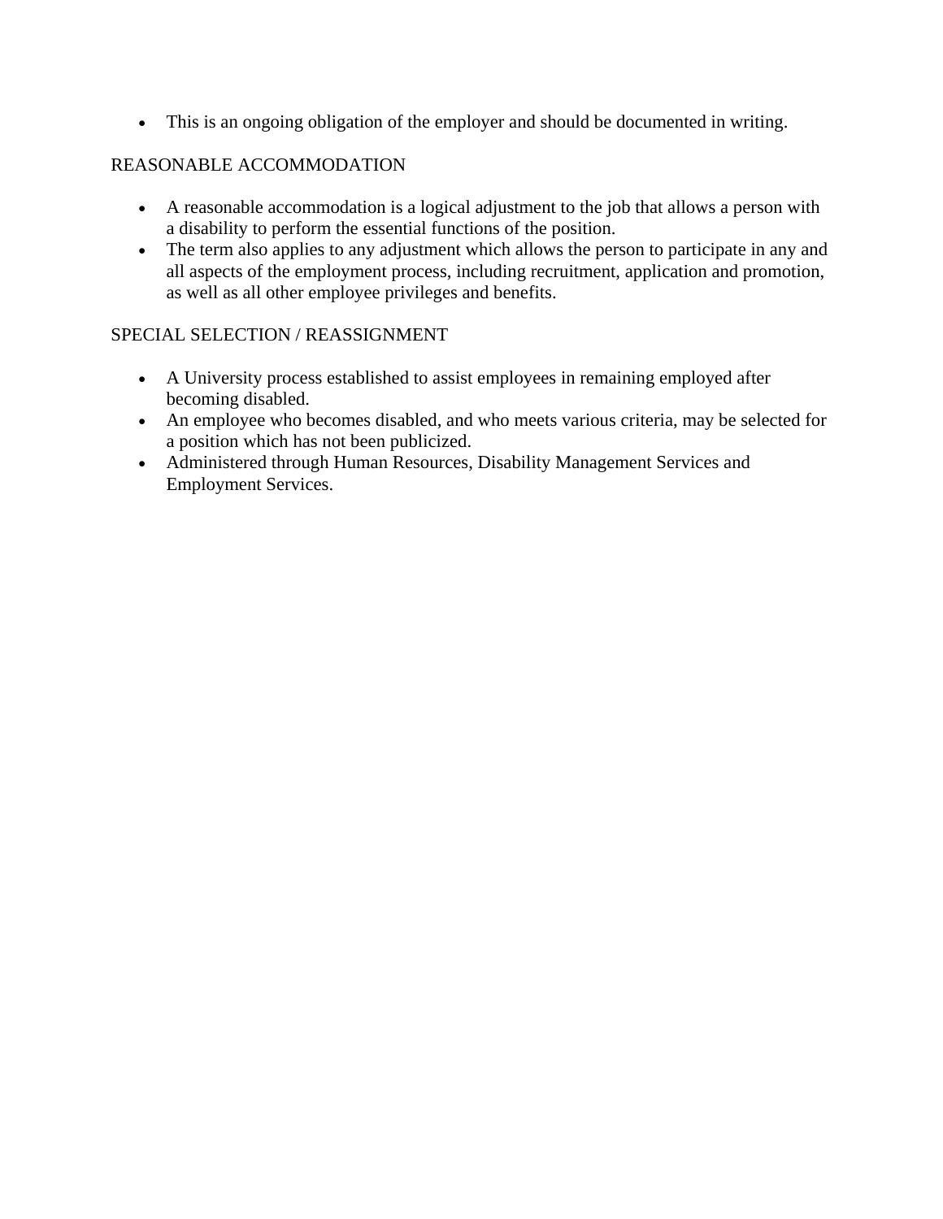- This is an ongoing obligation of the employer and should be documented in writing.

## REASONABLE ACCOMMODATION

- A reasonable accommodation is a logical adjustment to the job that allows a person with a disability to perform the essential functions of the position.
- The term also applies to any adjustment which allows the person to participate in any and all aspects of the employment process, including recruitment, application and promotion, as well as all other employee privileges and benefits.

## SPECIAL SELECTION / REASSIGNMENT

- A University process established to assist employees in remaining employed after becoming disabled.
- An employee who becomes disabled, and who meets various criteria, may be selected for a position which has not been publicized.
- Administered through Human Resources, Disability Management Services and Employment Services.